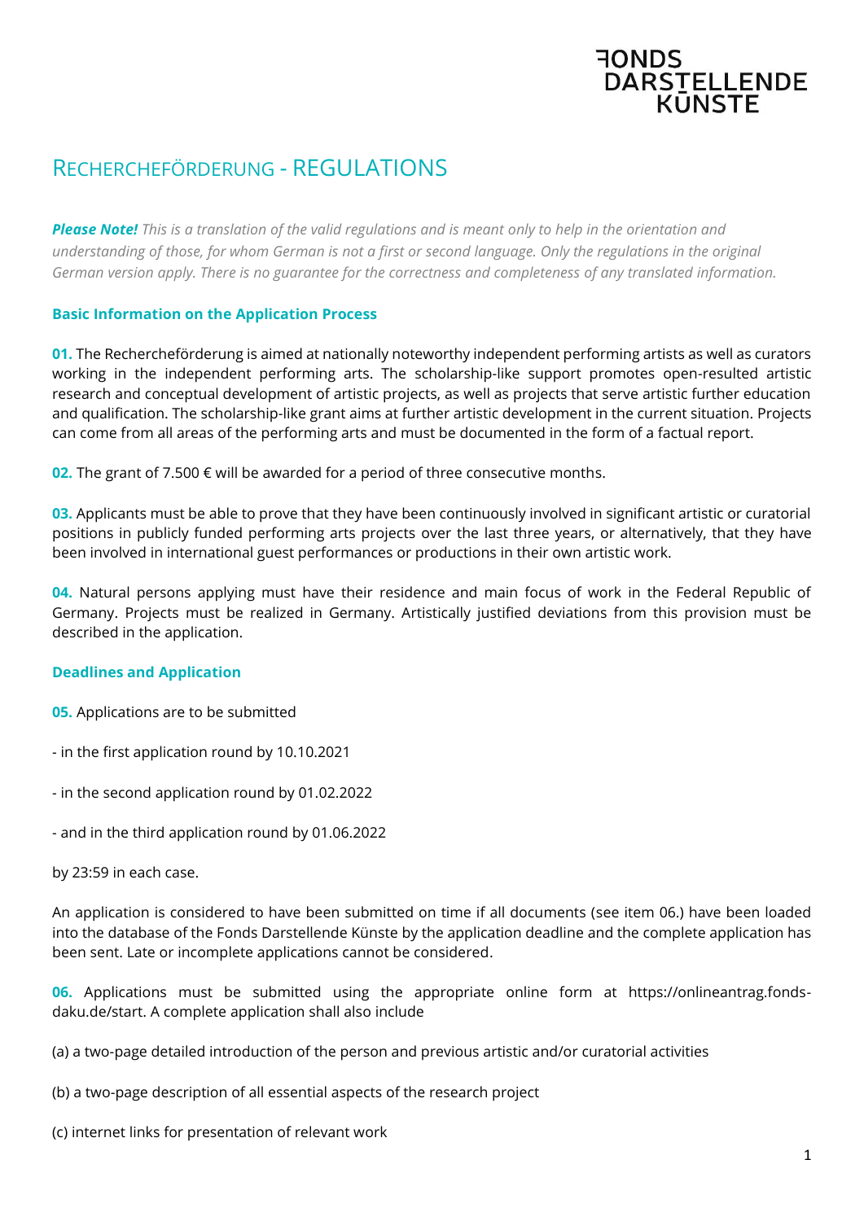FONDS DARSTELLENDE KÜNSTE

# RECHERCHEFÖRDERUNG - REGULATIONS

***Please Note!*** *This is a translation of the valid regulations and is meant only to help in the orientation and understanding of those, for whom German is not a first or second language. Only the regulations in the original German version apply. There is no guarantee for the correctness and completeness of any translated information.*

## Basic Information on the Application Process

**01.** The Rechercheförderung is aimed at nationally noteworthy independent performing artists as well as curators working in the independent performing arts. The scholarship-like support promotes open-resulted artistic research and conceptual development of artistic projects, as well as projects that serve artistic further education and qualification. The scholarship-like grant aims at further artistic development in the current situation. Projects can come from all areas of the performing arts and must be documented in the form of a factual report.

**02.** The grant of 7.500 € will be awarded for a period of three consecutive months.

**03.** Applicants must be able to prove that they have been continuously involved in significant artistic or curatorial positions in publicly funded performing arts projects over the last three years, or alternatively, that they have been involved in international guest performances or productions in their own artistic work.

**04.** Natural persons applying must have their residence and main focus of work in the Federal Republic of Germany. Projects must be realized in Germany. Artistically justified deviations from this provision must be described in the application.

## Deadlines and Application

**05.** Applications are to be submitted

- in the first application round by 10.10.2021

- in the second application round by 01.02.2022

- and in the third application round by 01.06.2022

by 23:59 in each case.

An application is considered to have been submitted on time if all documents (see item 06.) have been loaded into the database of the Fonds Darstellende Künste by the application deadline and the complete application has been sent. Late or incomplete applications cannot be considered.

**06.** Applications must be submitted using the appropriate online form at https://onlineantrag.fonds-daku.de/start. A complete application shall also include

(a) a two-page detailed introduction of the person and previous artistic and/or curatorial activities

(b) a two-page description of all essential aspects of the research project

(c) internet links for presentation of relevant work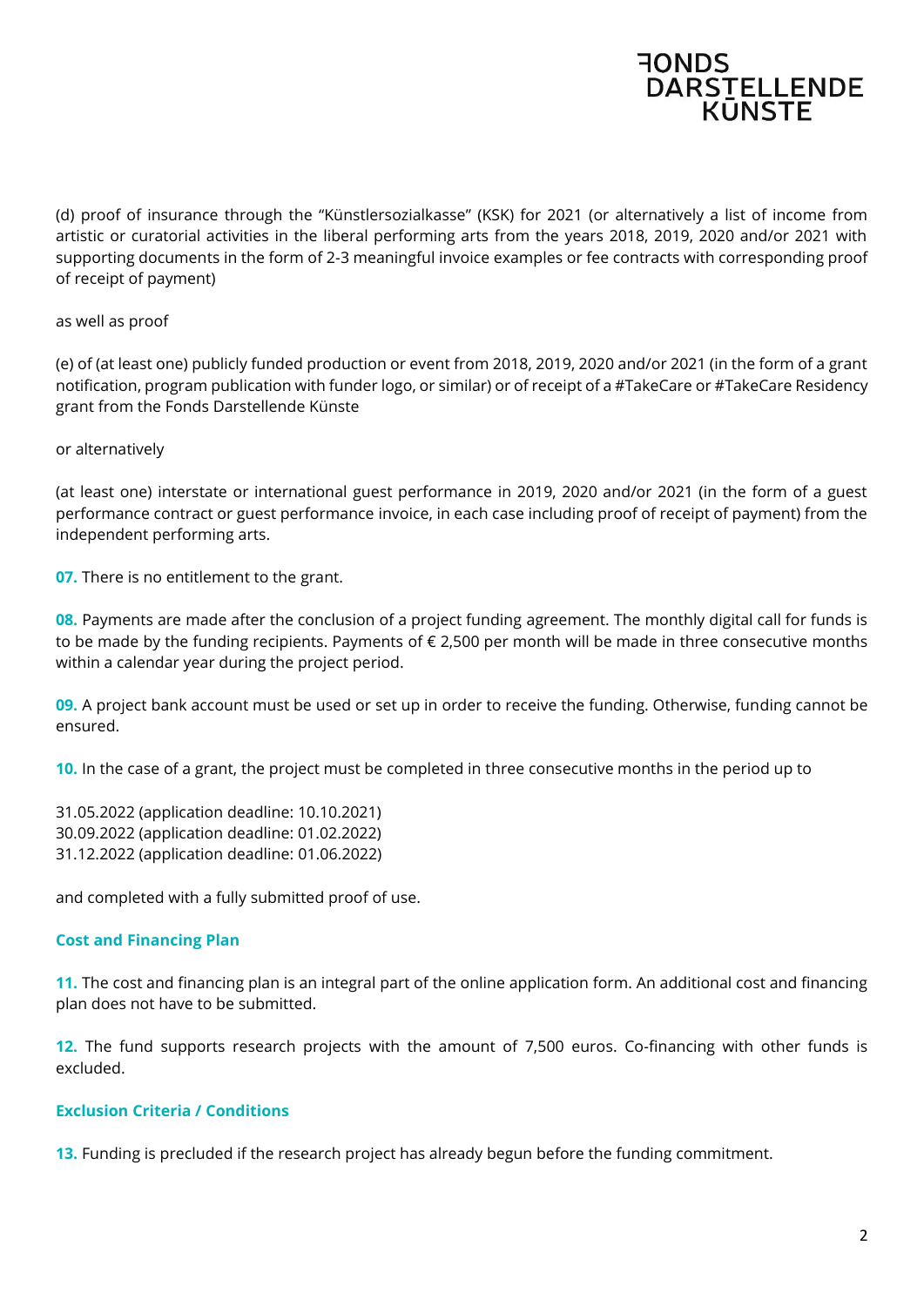(d) proof of insurance through the "Künstlersozialkasse" (KSK) for 2021 (or alternatively a list of income from artistic or curatorial activities in the liberal performing arts from the years 2018, 2019, 2020 and/or 2021 with supporting documents in the form of 2-3 meaningful invoice examples or fee contracts with corresponding proof of receipt of payment)

as well as proof

(e) of (at least one) publicly funded production or event from 2018, 2019, 2020 and/or 2021 (in the form of a grant notification, program publication with funder logo, or similar) or of receipt of a #TakeCare or #TakeCare Residency grant from the Fonds Darstellende Künste

or alternatively

(at least one) interstate or international guest performance in 2019, 2020 and/or 2021 (in the form of a guest performance contract or guest performance invoice, in each case including proof of receipt of payment) from the independent performing arts.

**07.** There is no entitlement to the grant.

**08.** Payments are made after the conclusion of a project funding agreement. The monthly digital call for funds is to be made by the funding recipients. Payments of € 2,500 per month will be made in three consecutive months within a calendar year during the project period.

**09.** A project bank account must be used or set up in order to receive the funding. Otherwise, funding cannot be ensured.

**10.** In the case of a grant, the project must be completed in three consecutive months in the period up to

31.05.2022 (application deadline: 10.10.2021)
30.09.2022 (application deadline: 01.02.2022)
31.12.2022 (application deadline: 01.06.2022)

and completed with a fully submitted proof of use.

### Cost and Financing Plan

**11.** The cost and financing plan is an integral part of the online application form. An additional cost and financing plan does not have to be submitted.

**12.** The fund supports research projects with the amount of 7,500 euros. Co-financing with other funds is excluded.

### Exclusion Criteria / Conditions

**13.** Funding is precluded if the research project has already begun before the funding commitment.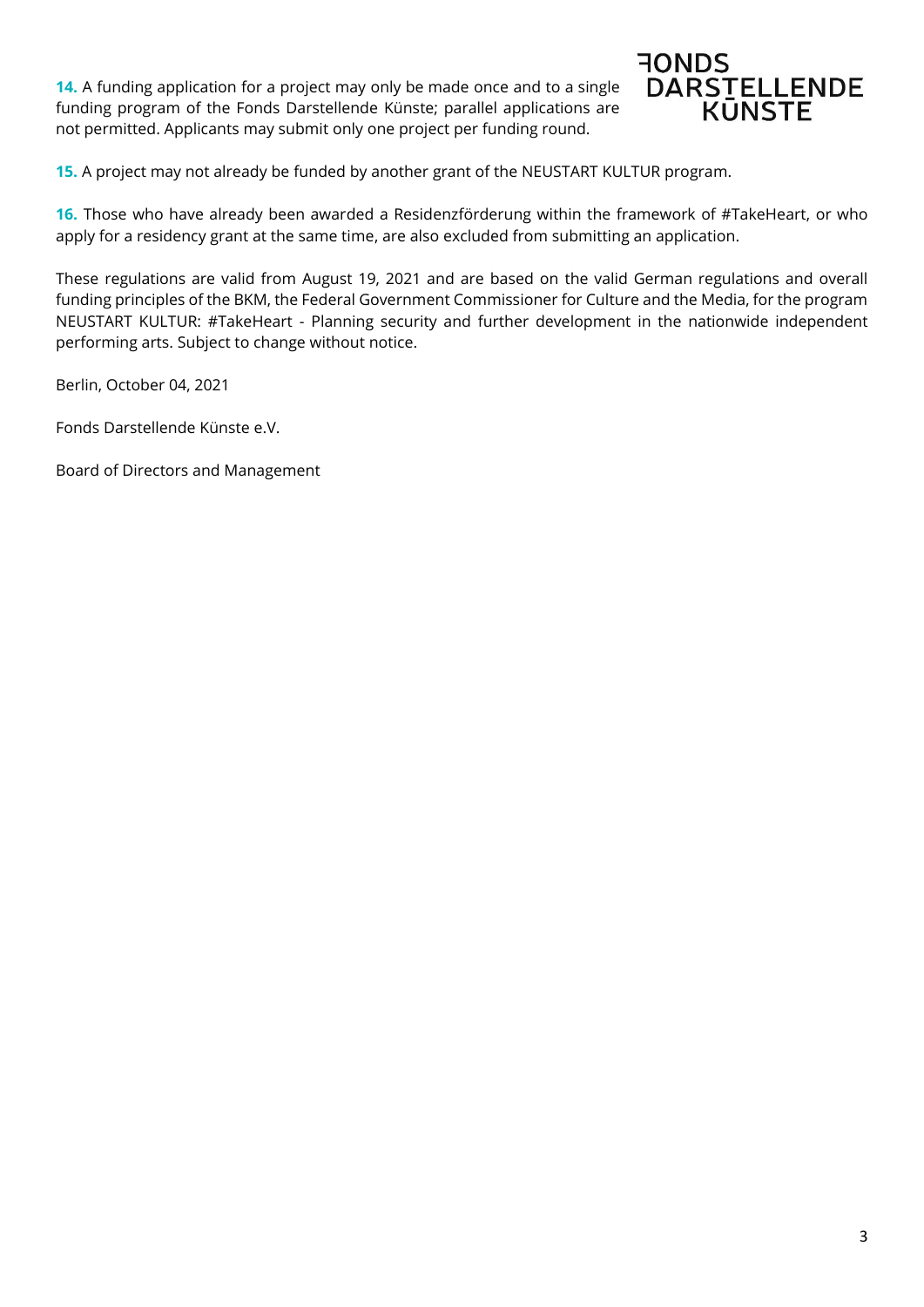**14.** A funding application for a project may only be made once and to a single funding program of the Fonds Darstellende Künste; parallel applications are not permitted. Applicants may submit only one project per funding round.

**15.** A project may not already be funded by another grant of the NEUSTART KULTUR program.

**16.** Those who have already been awarded a Residenzförderung within the framework of #TakeHeart, or who apply for a residency grant at the same time, are also excluded from submitting an application.

These regulations are valid from August 19, 2021 and are based on the valid German regulations and overall funding principles of the BKM, the Federal Government Commissioner for Culture and the Media, for the program NEUSTART KULTUR: #TakeHeart - Planning security and further development in the nationwide independent performing arts. Subject to change without notice.

Berlin, October 04, 2021

Fonds Darstellende Künste e.V.

Board of Directors and Management